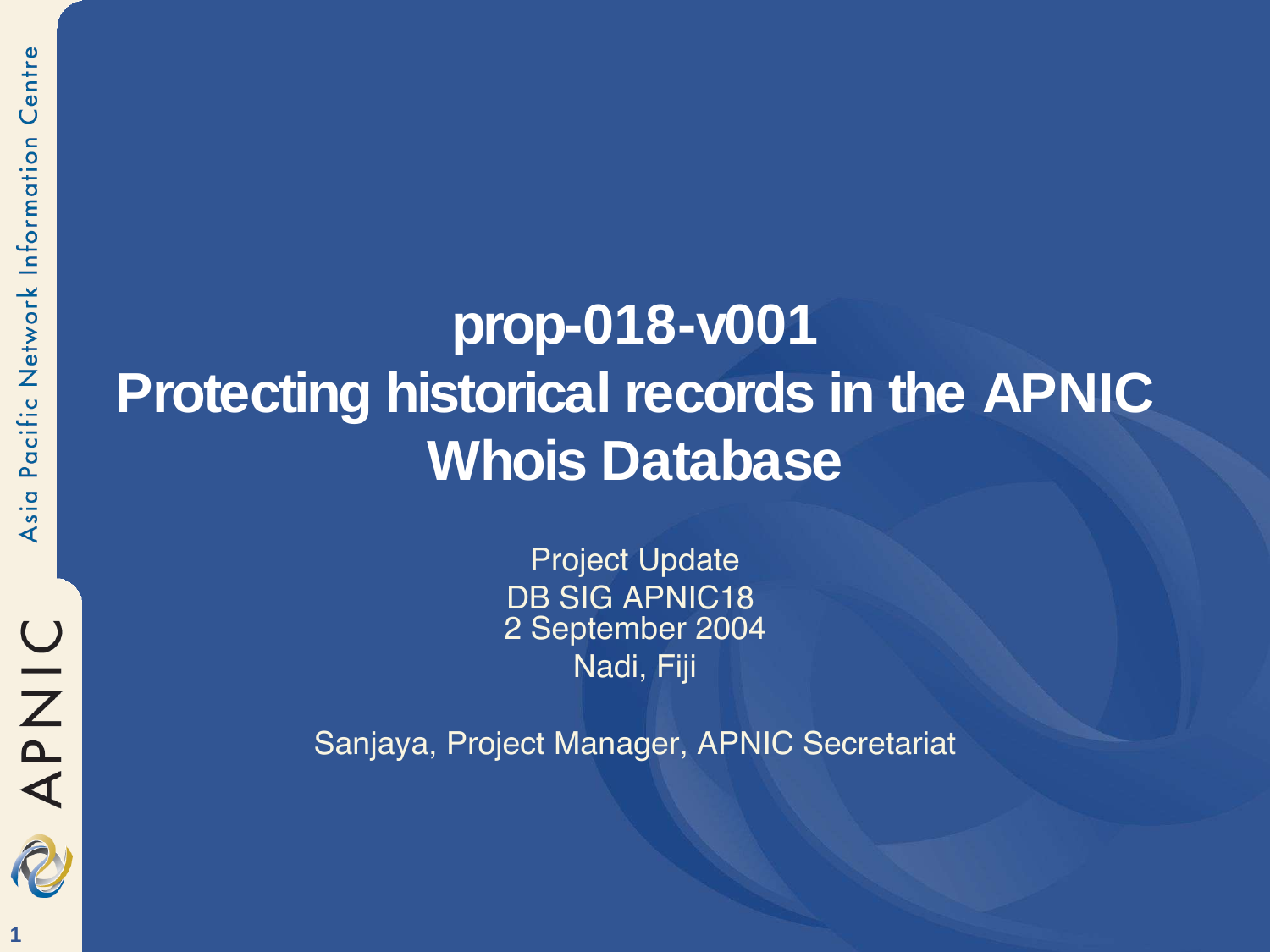# prop-018-v001
# Protecting historical records in the APNIC Whois Database

Project Update
DB SIG APNIC18
2 September 2004
Nadi, Fiji

Sanjaya, Project Manager, APNIC Secretariat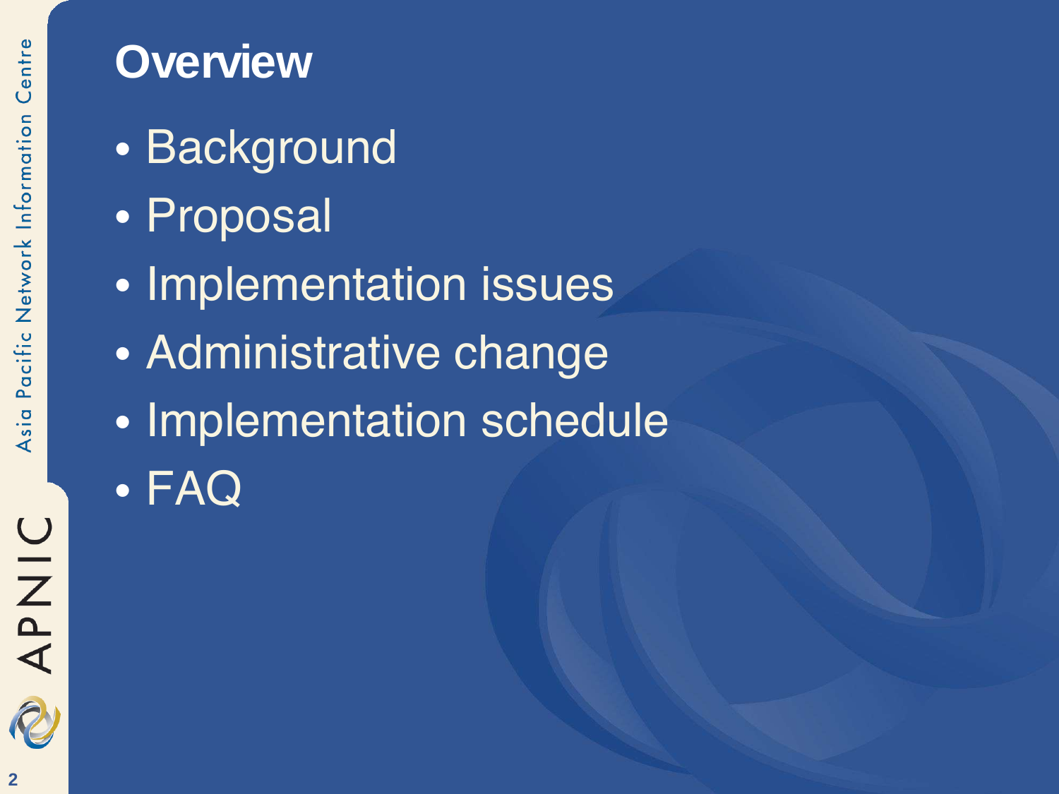# Overview

- Background
- Proposal
- Implementation issues
- Administrative change
- Implementation schedule
- FAQ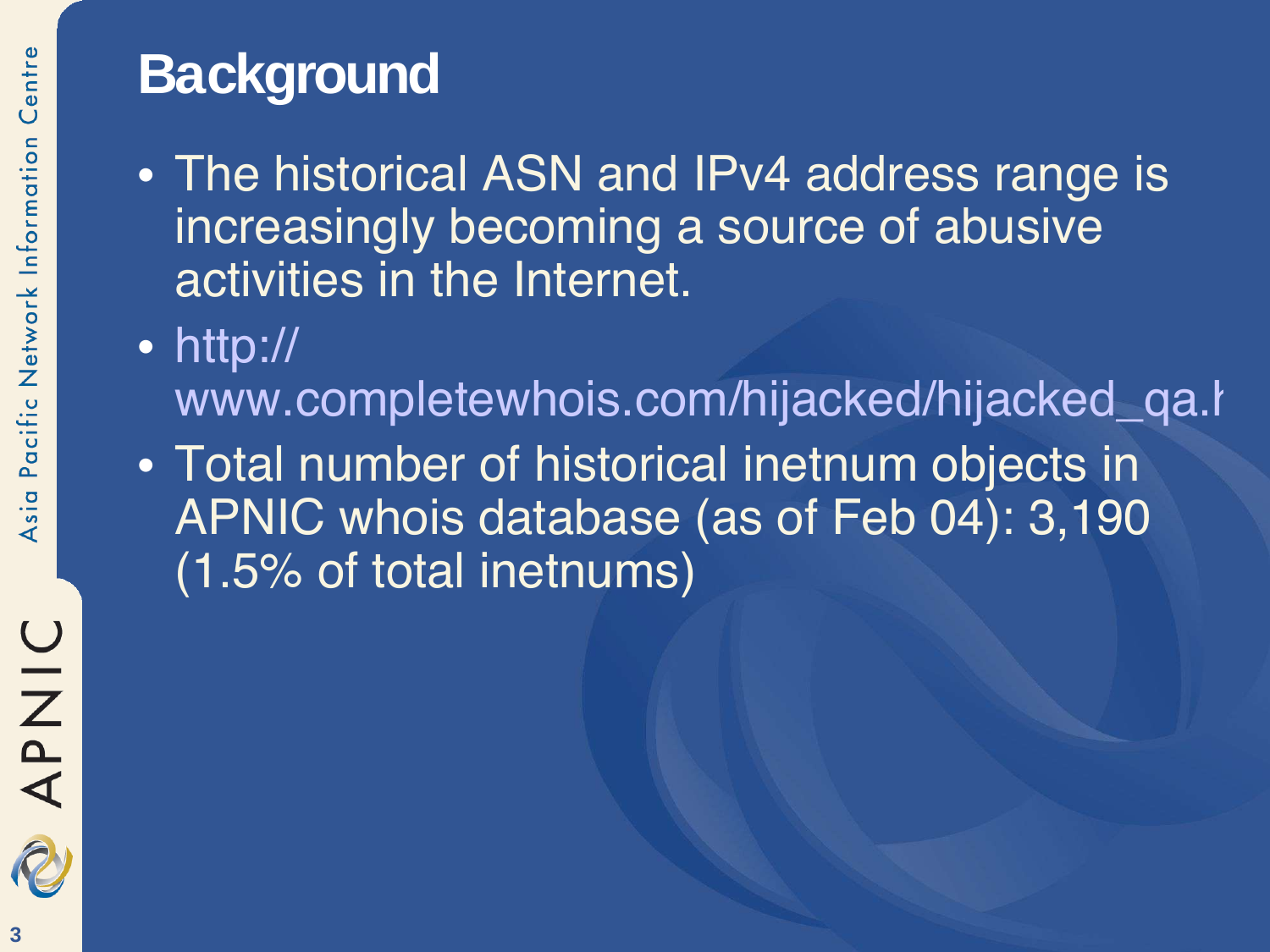# Background

- The historical ASN and IPv4 address range is increasingly becoming a source of abusive activities in the Internet.
- http://www.completewhois.com/hijacked/hijacked_qa.h
- Total number of historical inetnum objects in APNIC whois database (as of Feb 04): 3,190 (1.5% of total inetnums)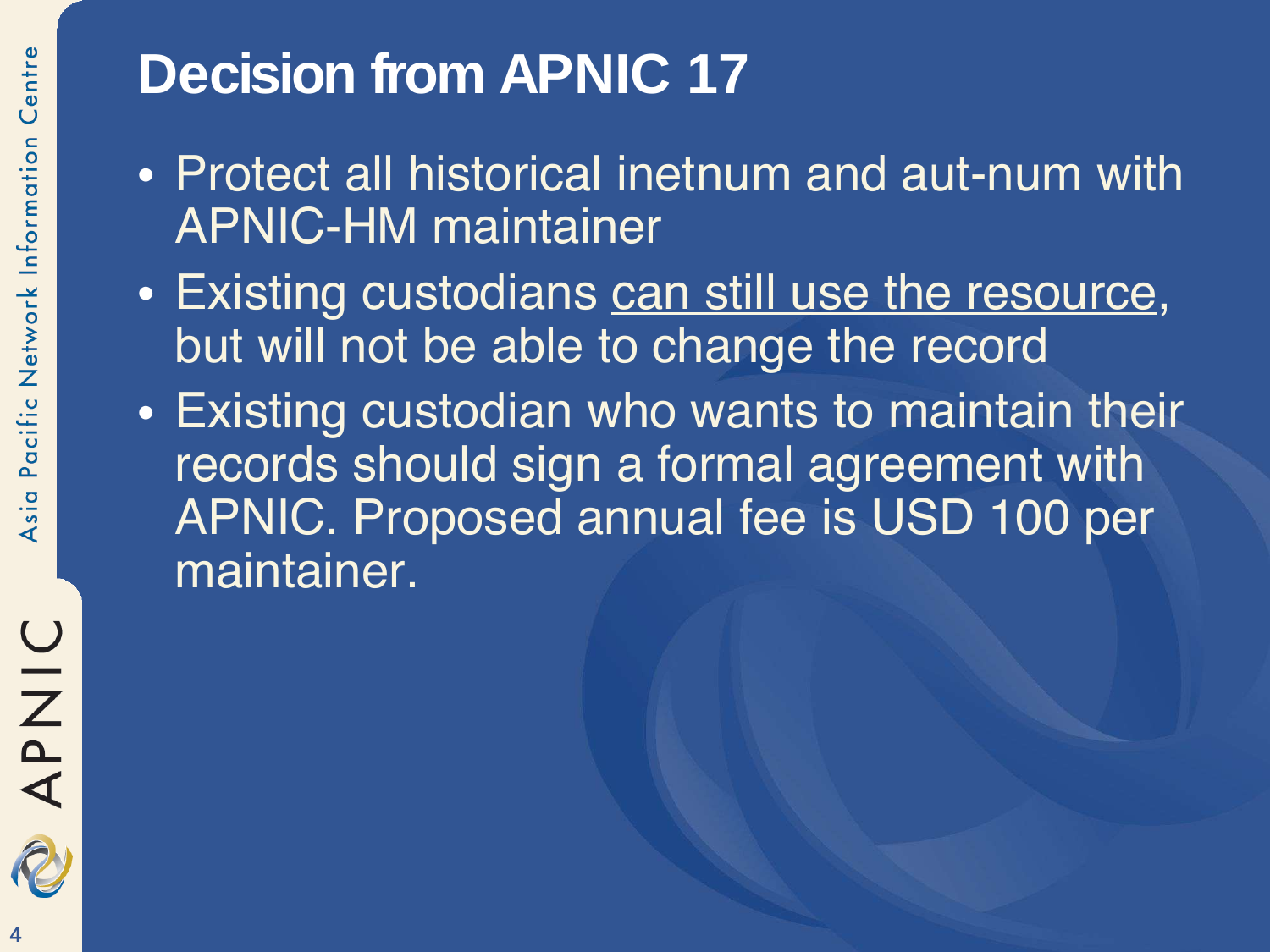# Decision from APNIC 17

- Protect all historical inetnum and aut-num with APNIC-HM maintainer
- Existing custodians <u>can still use the resource</u>, but will not be able to change the record
- Existing custodian who wants to maintain their records should sign a formal agreement with APNIC. Proposed annual fee is USD 100 per maintainer.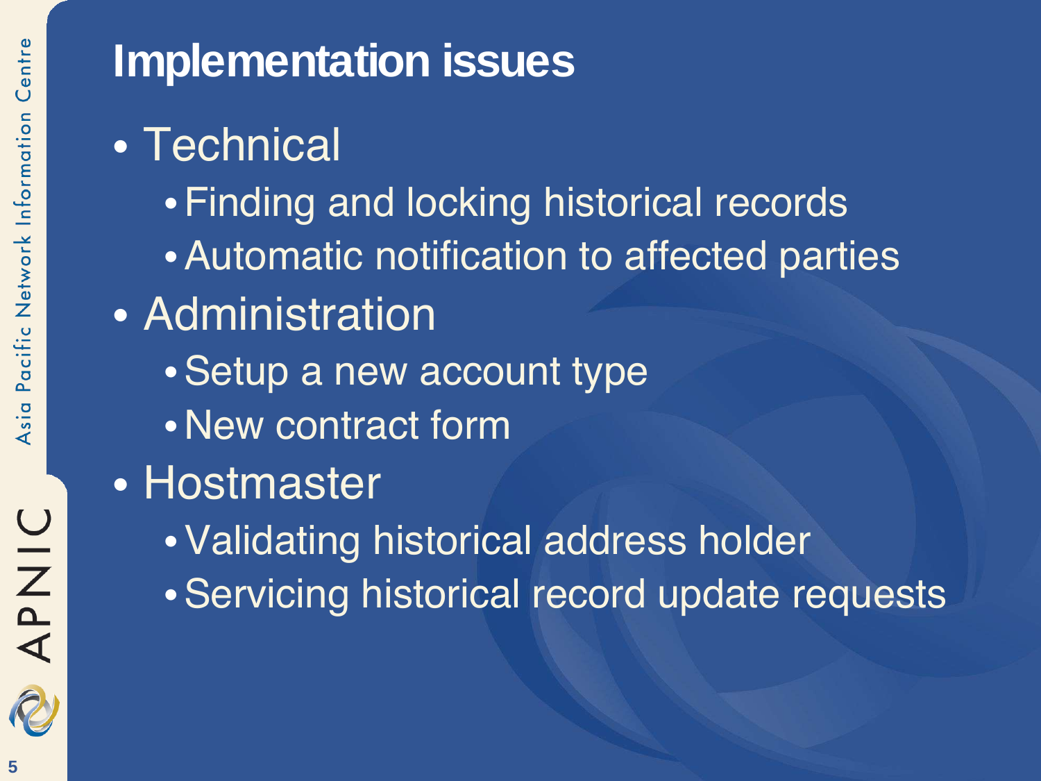# Implementation issues

- Technical
  - Finding and locking historical records
  - Automatic notification to affected parties
- Administration
  - Setup a new account type
  - New contract form
- Hostmaster
  - Validating historical address holder
  - Servicing historical record update requests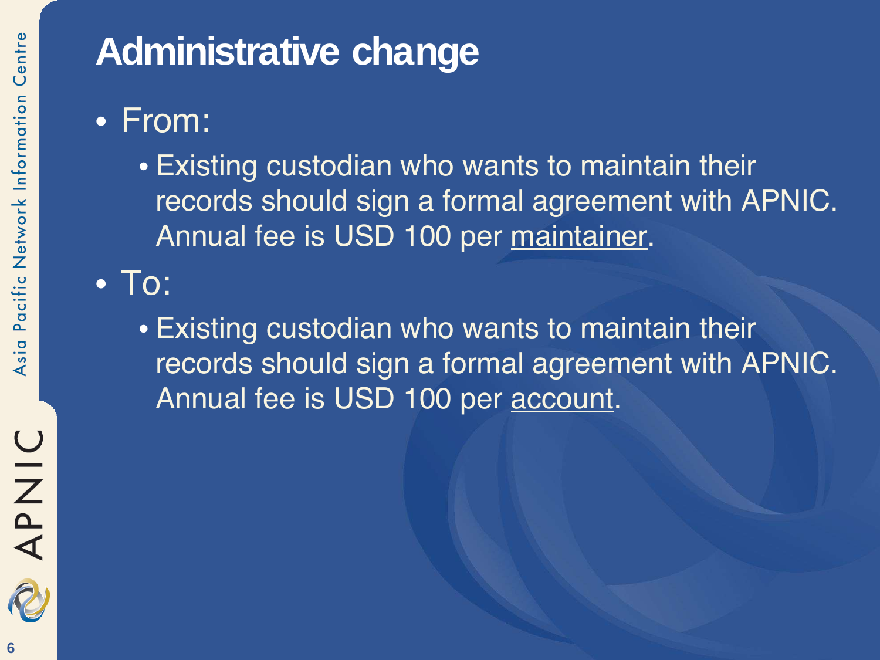# Administrative change

- From:
  - Existing custodian who wants to maintain their records should sign a formal agreement with APNIC. Annual fee is USD 100 per <u>maintainer</u>.
- To:
  - Existing custodian who wants to maintain their records should sign a formal agreement with APNIC. Annual fee is USD 100 per <u>account</u>.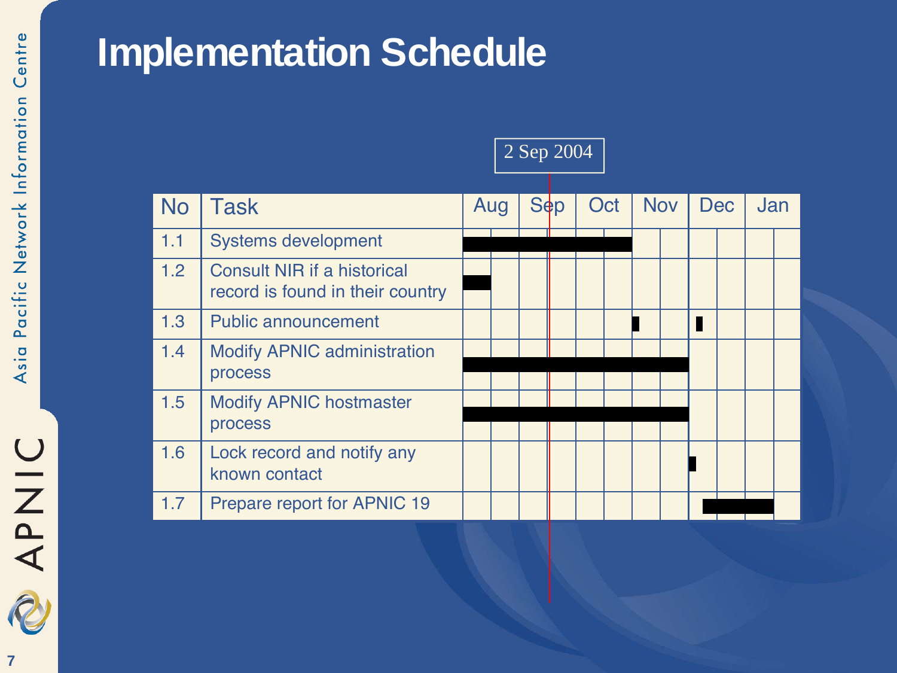# Implementation Schedule

2 Sep 2004

| No | Task | Aug | Sep | Oct | Nov | Dec | Jan |
|---|---|---|---|---|---|---|---|
| 1.1 | Systems development | ■ | ■ | ■ | | | |
| 1.2 | Consult NIR if a historical record is found in their country | ■ | | | | | |
| 1.3 | Public announcement | | | | ■ | ■ | |
| 1.4 | Modify APNIC administration process | ■ | ■ | ■ | ■ | | |
| 1.5 | Modify APNIC hostmaster process | ■ | ■ | ■ | ■ | | |
| 1.6 | Lock record and notify any known contact | | | | | ■ | |
| 1.7 | Prepare report for APNIC 19 | | | | | ■ | ■ |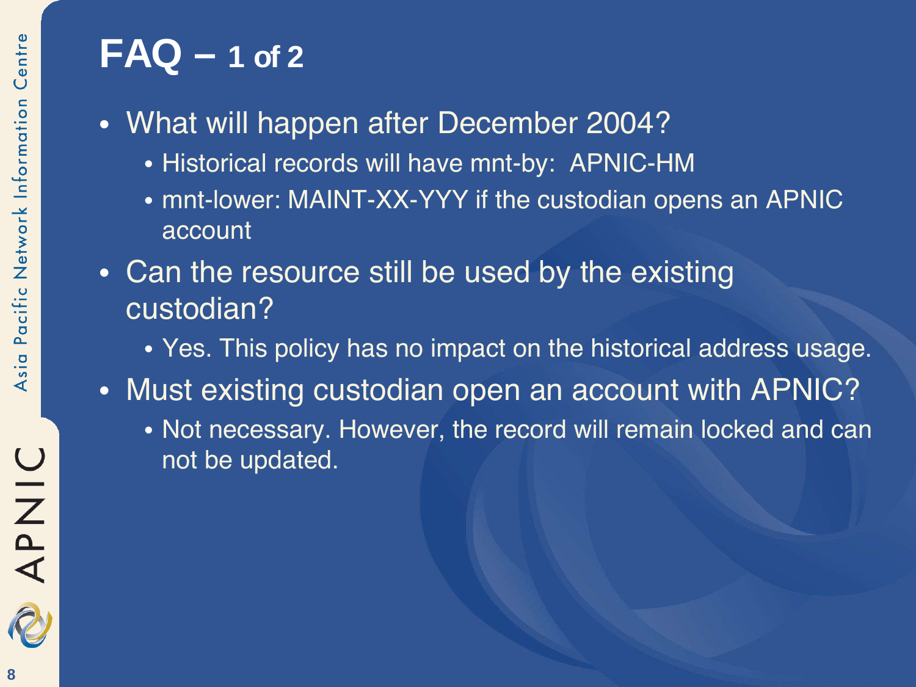# FAQ – 1 of 2

- What will happen after December 2004?
  - Historical records will have mnt-by: APNIC-HM
  - mnt-lower: MAINT-XX-YYY if the custodian opens an APNIC account
- Can the resource still be used by the existing custodian?
  - Yes. This policy has no impact on the historical address usage.
- Must existing custodian open an account with APNIC?
  - Not necessary. However, the record will remain locked and can not be updated.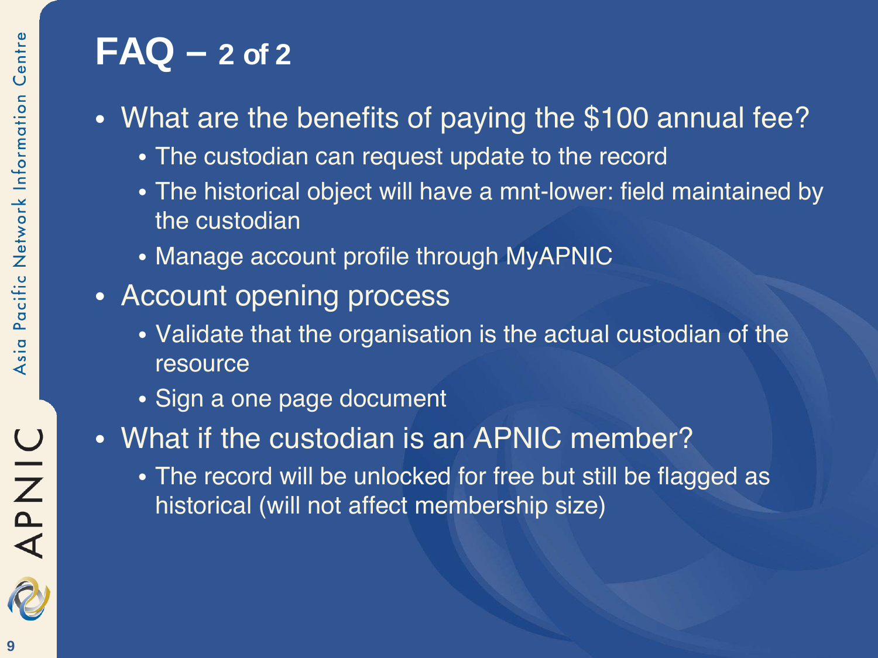# FAQ – 2 of 2

- What are the benefits of paying the $100 annual fee?
  - The custodian can request update to the record
  - The historical object will have a mnt-lower: field maintained by the custodian
  - Manage account profile through MyAPNIC
- Account opening process
  - Validate that the organisation is the actual custodian of the resource
  - Sign a one page document
- What if the custodian is an APNIC member?
  - The record will be unlocked for free but still be flagged as historical (will not affect membership size)